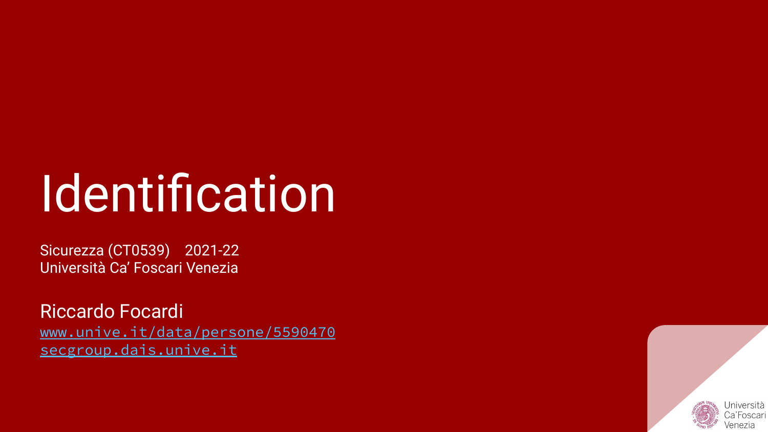# Identification

Sicurezza (CT0539) 2021-22
Università Ca' Foscari Venezia

Riccardo Focardi
[www.unive.it/data/persone/5590470](http://www.unive.it/data/persone/5590470)
[secgroup.dais.unive.it](http://secgroup.dais.unive.it)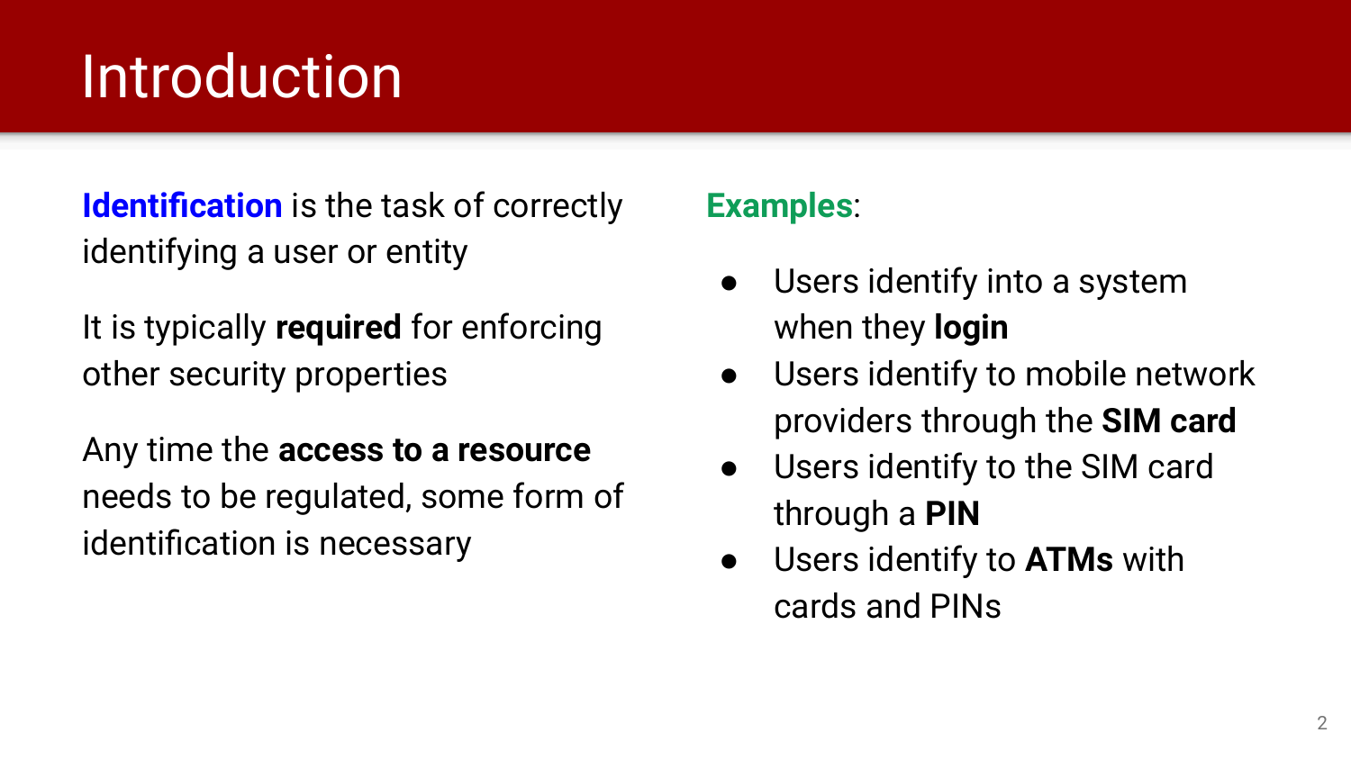# Introduction

**Identification** is the task of correctly identifying a user or entity

It is typically **required** for enforcing other security properties

Any time the **access to a resource** needs to be regulated, some form of identification is necessary

**Examples**:

- Users identify into a system when they **login**
- Users identify to mobile network providers through the **SIM card**
- Users identify to the SIM card through a **PIN**
- Users identify to **ATMs** with cards and PINs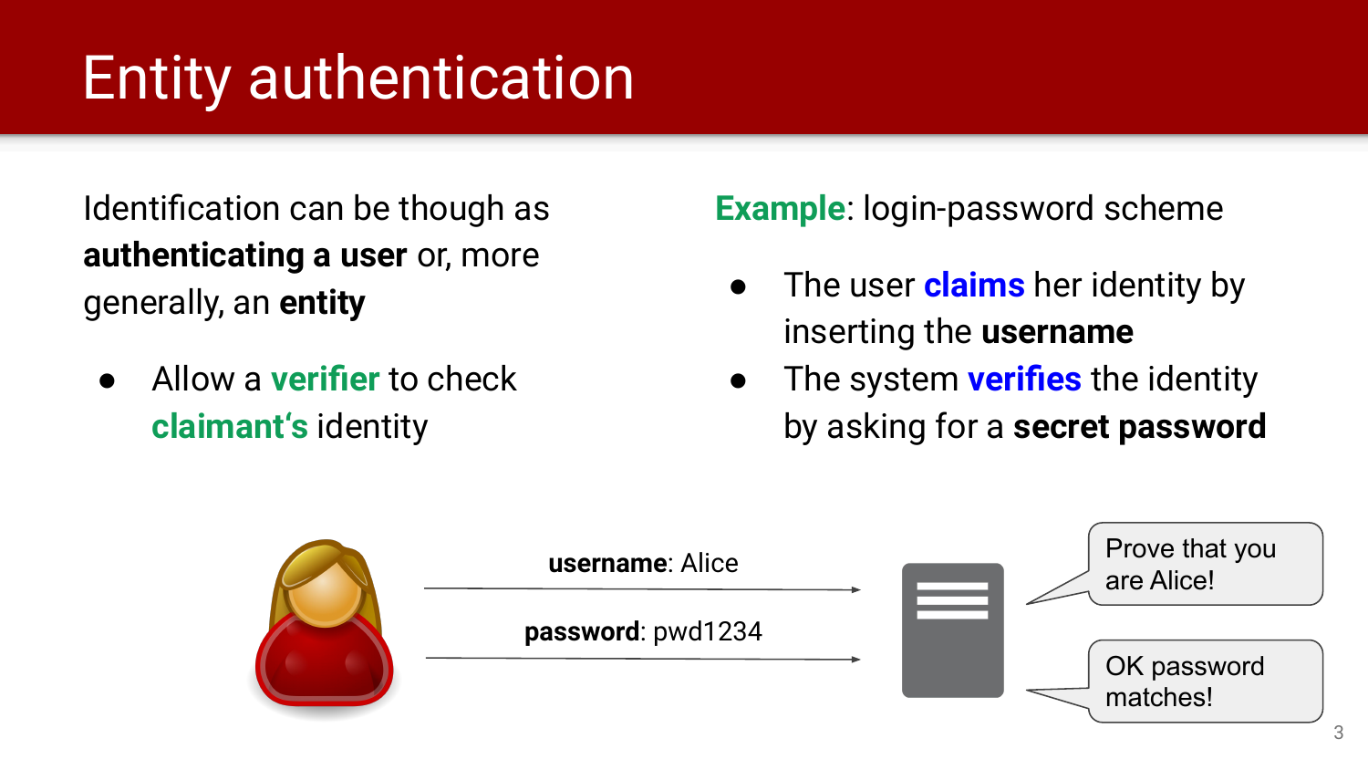# Entity authentication

Identification can be though as **authenticating a user** or, more generally, an **entity**

- Allow a **verifier** to check **claimant's** identity

**Example**: login-password scheme

- The user **claims** her identity by inserting the **username**
- The system **verifies** the identity by asking for a **secret password**

**username**: Alice

**password**: pwd1234

Prove that you are Alice!

OK password matches!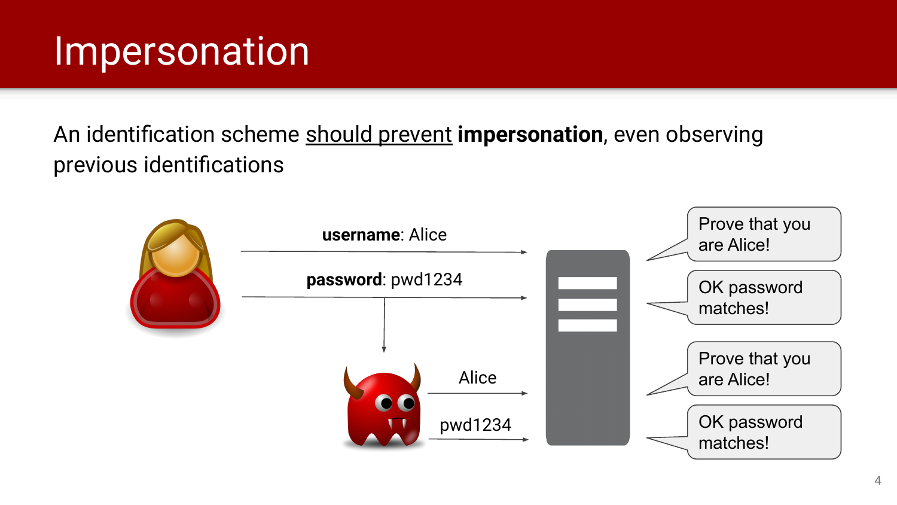# Impersonation

An identification scheme should prevent **impersonation**, even observing previous identifications

**username**: Alice

**password**: pwd1234

Prove that you are Alice!

OK password matches!

Alice

pwd1234

Prove that you are Alice!

OK password matches!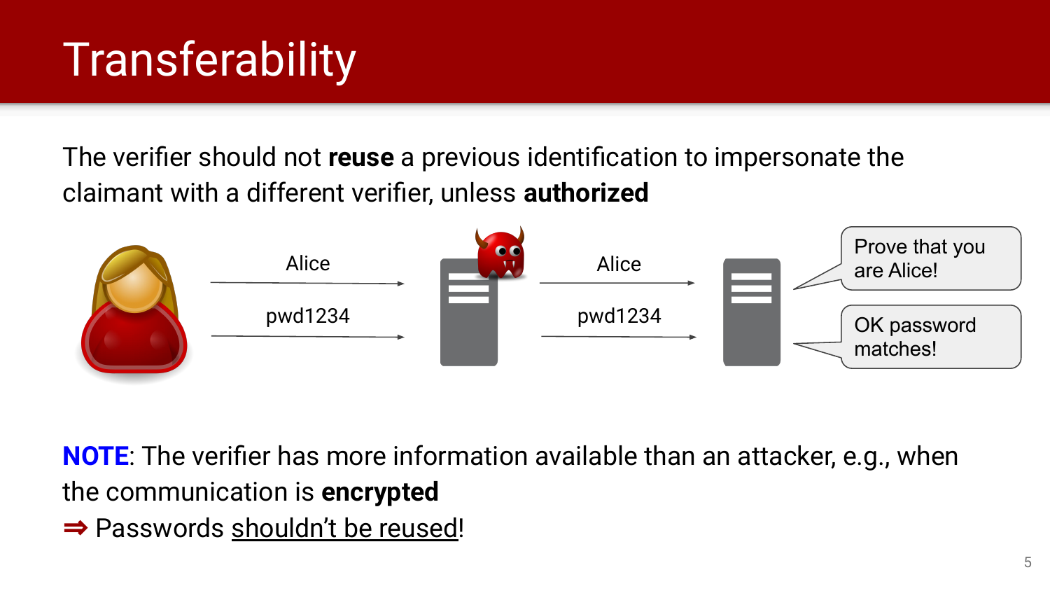# Transferability

The verifier should not **reuse** a previous identification to impersonate the claimant with a different verifier, unless **authorized**

Alice → Alice
pwd1234 → pwd1234

Prove that you are Alice!

OK password matches!

**NOTE**: The verifier has more information available than an attacker, e.g., when the communication is **encrypted**

⇒ Passwords shouldn't be reused!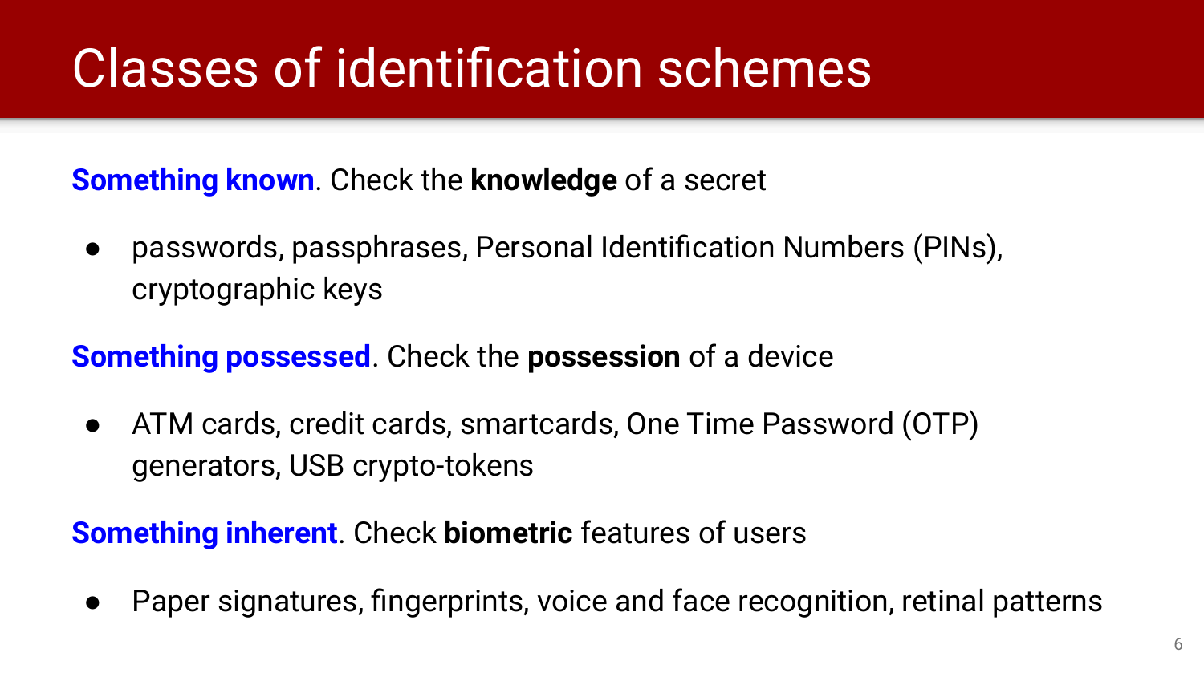# Classes of identification schemes

**Something known**. Check the **knowledge** of a secret

- passwords, passphrases, Personal Identification Numbers (PINs), cryptographic keys

**Something possessed**. Check the **possession** of a device

- ATM cards, credit cards, smartcards, One Time Password (OTP) generators, USB crypto-tokens

**Something inherent**. Check **biometric** features of users

- Paper signatures, fingerprints, voice and face recognition, retinal patterns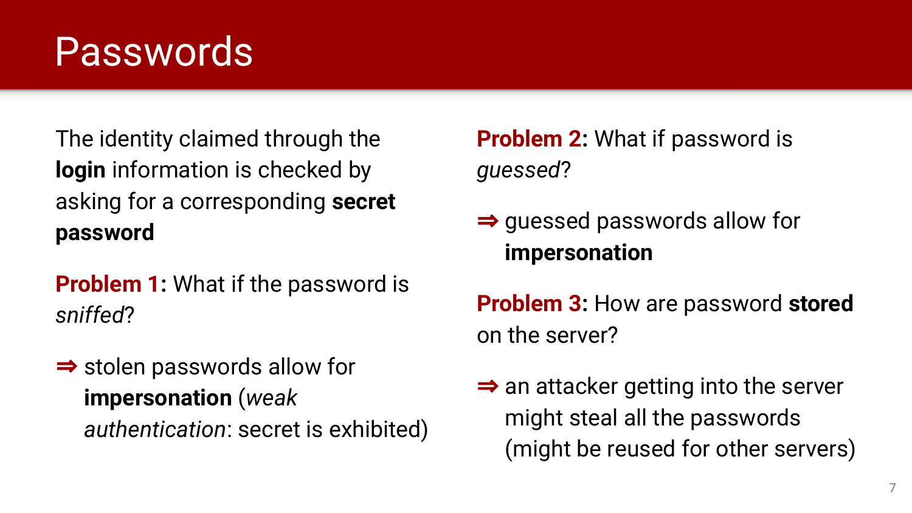# Passwords

The identity claimed through the **login** information is checked by asking for a corresponding **secret password**

**Problem 1:** What if the password is *sniffed*?

⇒ stolen passwords allow for **impersonation** (*weak authentication*: secret is exhibited)

**Problem 2:** What if password is *guessed*?

⇒ guessed passwords allow for **impersonation**

**Problem 3:** How are password **stored** on the server?

⇒ an attacker getting into the server might steal all the passwords (might be reused for other servers)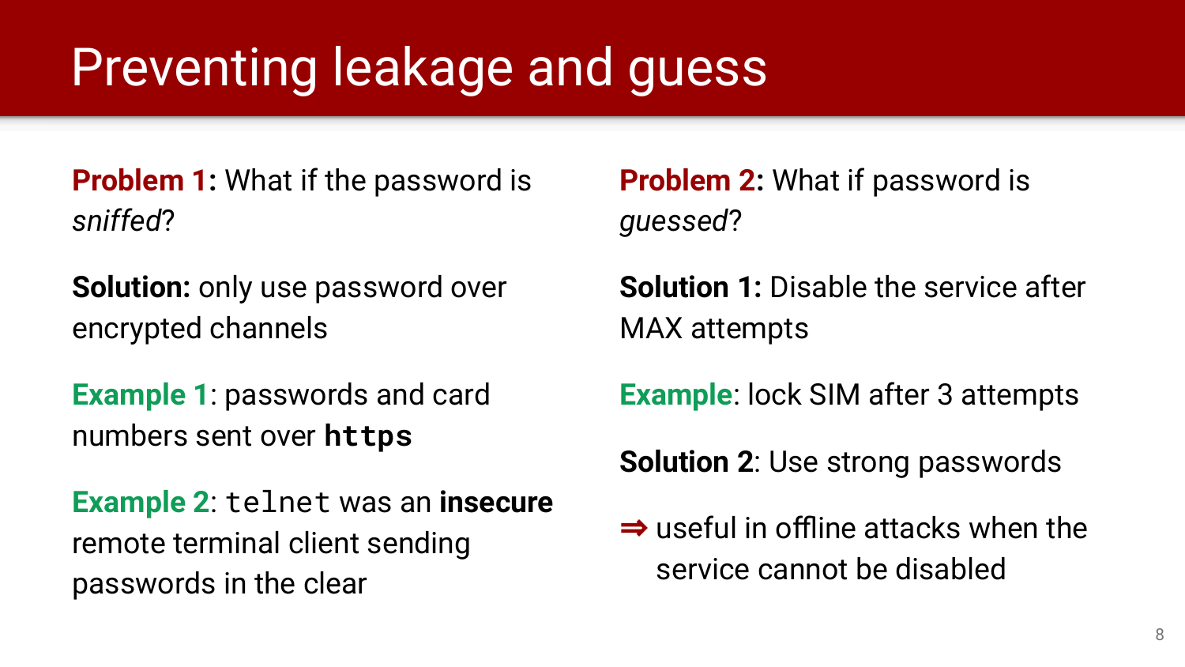# Preventing leakage and guess

**Problem 1:** What if the password is *sniffed*?

**Solution:** only use password over encrypted channels

**Example 1**: passwords and card numbers sent over **`https`**

**Example 2**: `telnet` was an **insecure** remote terminal client sending passwords in the clear

**Problem 2:** What if password is *guessed*?

**Solution 1:** Disable the service after MAX attempts

**Example**: lock SIM after 3 attempts

**Solution 2**: Use strong passwords

⇒ useful in offline attacks when the service cannot be disabled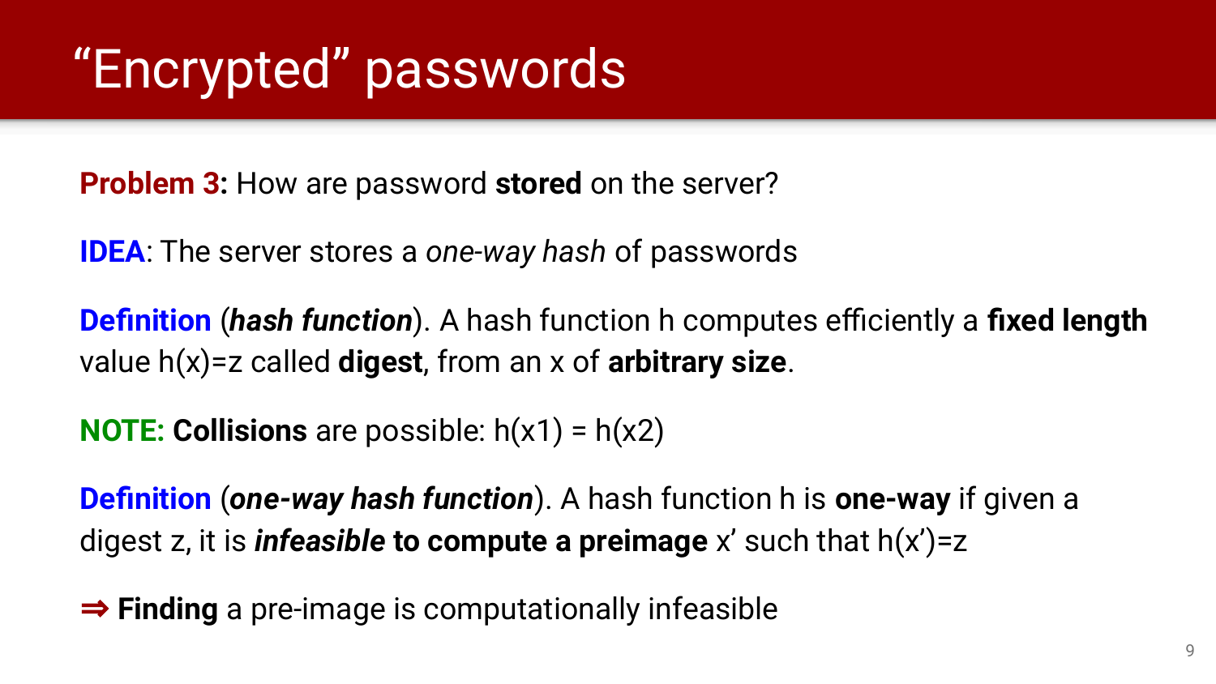# “Encrypted” passwords

**Problem 3:** How are password **stored** on the server?

**IDEA**: The server stores a *one-way hash* of passwords

**Definition** (***hash function***). A hash function h computes efficiently a **fixed length** value $h(x)=z$ called **digest**, from an x of **arbitrary size**.

**NOTE:** **Collisions** are possible: $h(x1) = h(x2)$

**Definition** (***one-way hash function***). A hash function h is **one-way** if given a digest z, it is ***infeasible* to compute a preimage** x’ such that $h(x')=z$

⇒ **Finding** a pre-image is computationally infeasible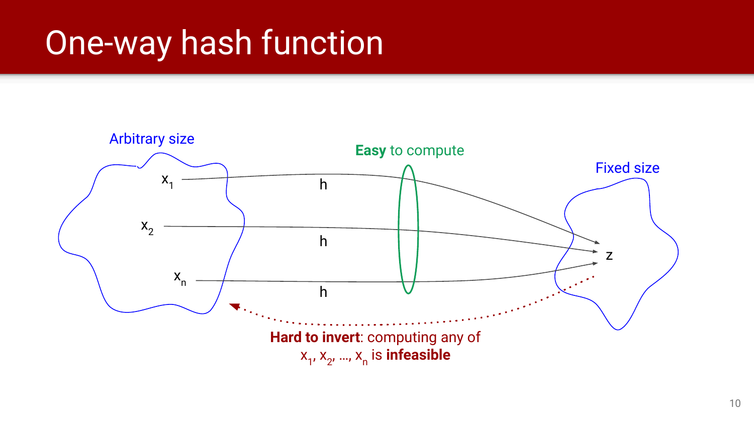# One-way hash function

Arbitrary size

$x_1$

$x_2$

$x_n$

Easy to compute

h

h

h

Fixed size

z

**Hard to invert**: computing any of $x_1, x_2, \ldots, x_n$ is **infeasible**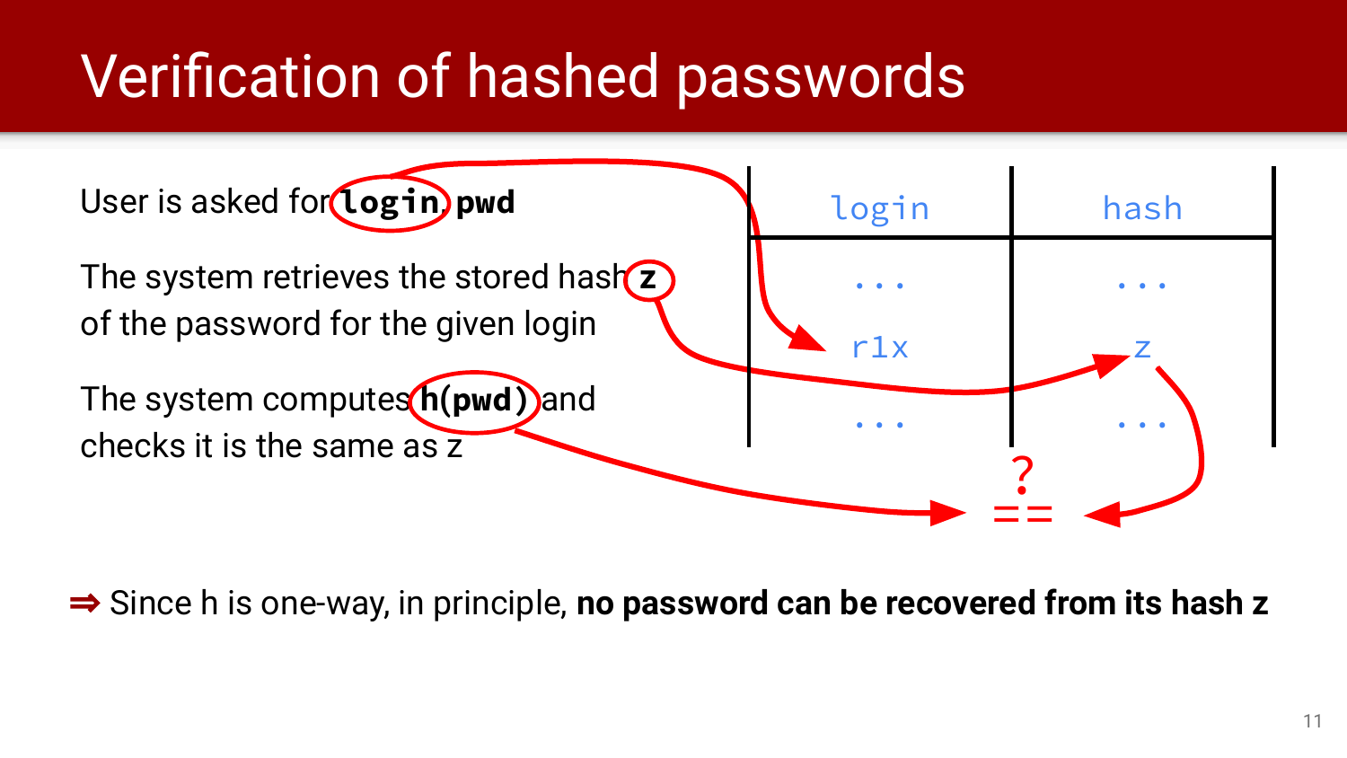# Verification of hashed passwords

User is asked for **`login`**, **`pwd`**

The system retrieves the stored hash **`z`** of the password for the given login

The system computes **`h(pwd)`** and checks it is the same as z

| login | hash |
|---|---|
| ... | ... |
| r1x | z |
| ... | ... |

?
==

⇒ Since h is one-way, in principle, **no password can be recovered from its hash z**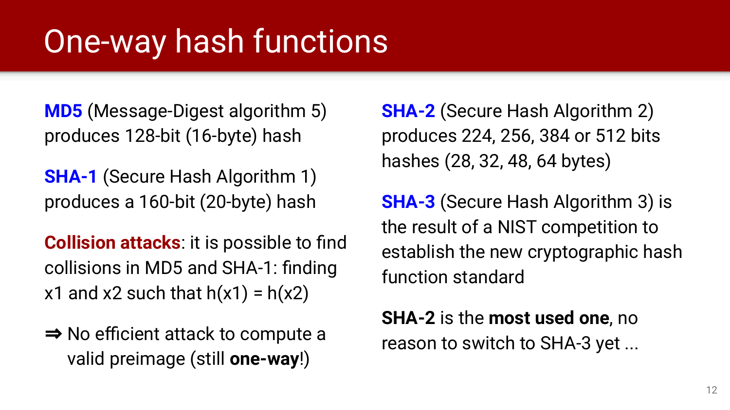# One-way hash functions

**MD5** (Message-Digest algorithm 5) produces 128-bit (16-byte) hash

**SHA-1** (Secure Hash Algorithm 1) produces a 160-bit (20-byte) hash

**Collision attacks**: it is possible to find collisions in MD5 and SHA-1: finding x1 and x2 such that h(x1) = h(x2)

⇒ No efficient attack to compute a valid preimage (still **one-way**!)

**SHA-2** (Secure Hash Algorithm 2) produces 224, 256, 384 or 512 bits hashes (28, 32, 48, 64 bytes)

**SHA-3** (Secure Hash Algorithm 3) is the result of a NIST competition to establish the new cryptographic hash function standard

**SHA-2** is the **most used one**, no reason to switch to SHA-3 yet ...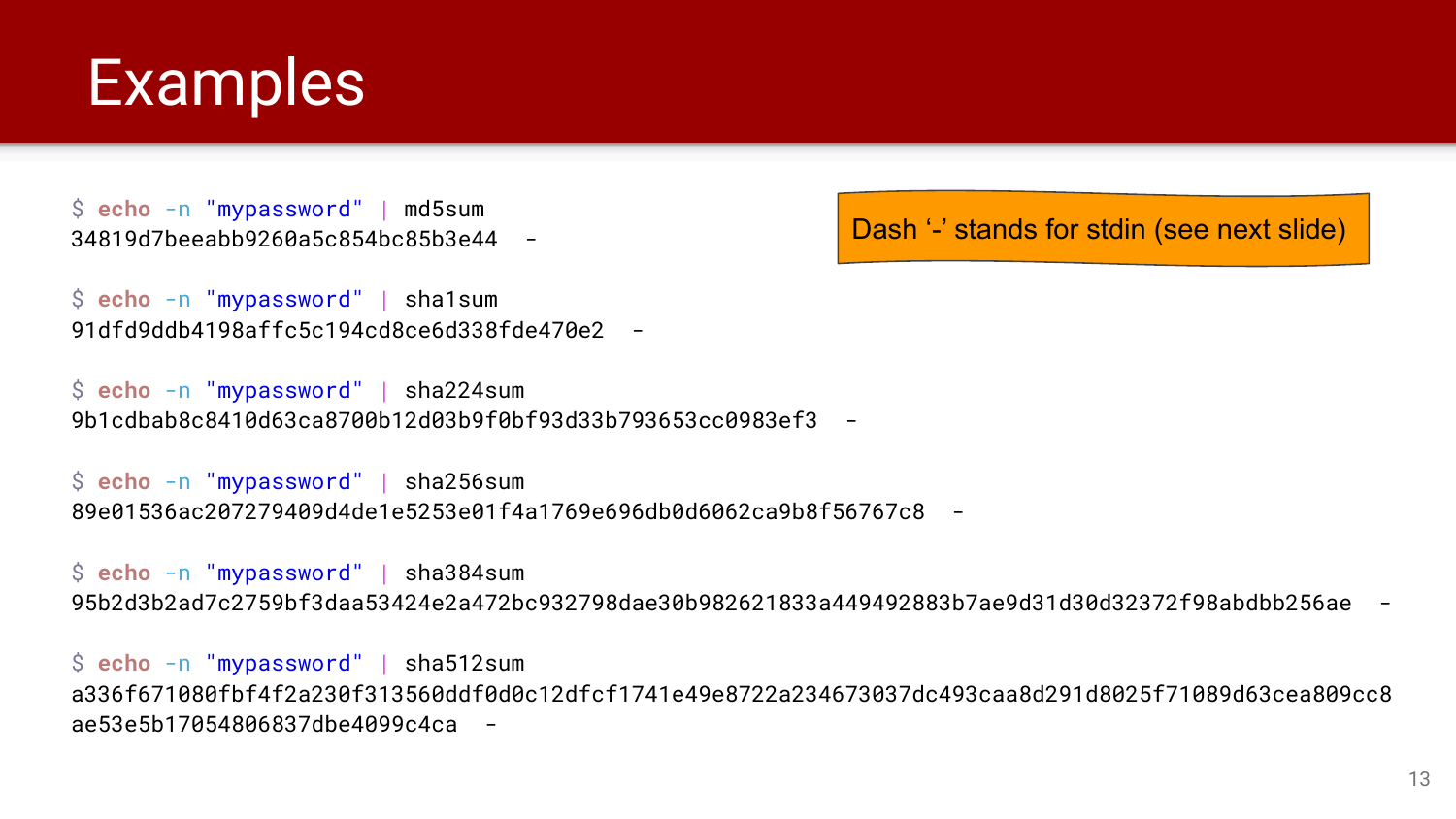# Examples

> Dash '-' stands for stdin (see next slide)

```
$ echo -n "mypassword" | md5sum
34819d7beeabb9260a5c854bc85b3e44  -

$ echo -n "mypassword" | sha1sum
91dfd9ddb4198affc5c194cd8ce6d338fde470e2  -

$ echo -n "mypassword" | sha224sum
9b1cdbab8c8410d63ca8700b12d03b9f0bf93d33b793653cc0983ef3  -

$ echo -n "mypassword" | sha256sum
89e01536ac207279409d4de1e5253e01f4a1769e696db0d6062ca9b8f56767c8  -

$ echo -n "mypassword" | sha384sum
95b2d3b2ad7c2759bf3daa53424e2a472bc932798dae30b982621833a449492883b7ae9d31d30d32372f98abdbb256ae  -

$ echo -n "mypassword" | sha512sum
a336f671080fbf4f2a230f313560ddf0d0c12dfcf1741e49e8722a234673037dc493caa8d291d8025f71089d63cea809cc8
ae53e5b17054806837dbe4099c4ca  -
```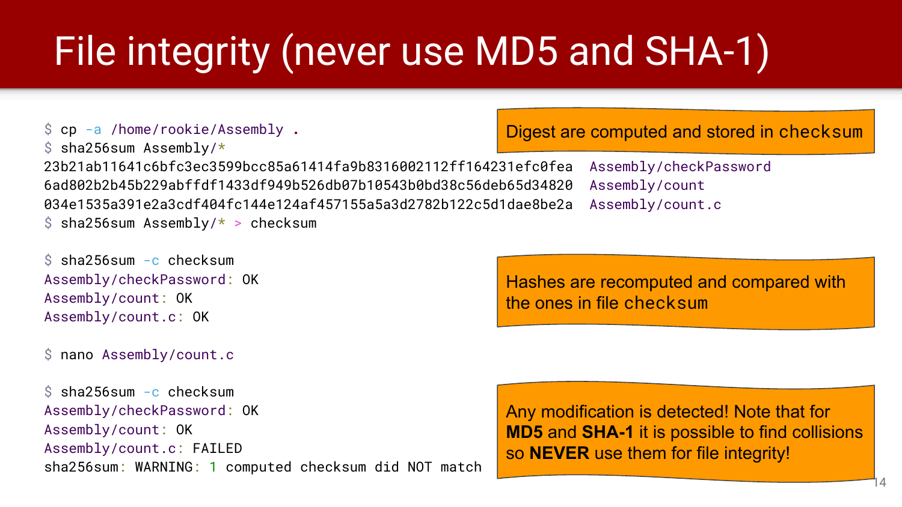# File integrity (never use MD5 and SHA-1)

```
$ cp -a /home/rookie/Assembly .
$ sha256sum Assembly/*
23b21ab11641c6bfc3ec3599bcc85a61414fa9b8316002112ff164231efc0fea  Assembly/checkPassword
6ad802b2b45b229abffdf1433df949b526db07b10543b0bd38c56deb65d34820  Assembly/count
034e1535a391e2a3cdf404fc144e124af457155a5a3d2782b122c5d1dae8be2a  Assembly/count.c
$ sha256sum Assembly/* > checksum
```

Digest are computed and stored in checksum

```
$ sha256sum -c checksum
Assembly/checkPassword: OK
Assembly/count: OK
Assembly/count.c: OK
```

Hashes are recomputed and compared with the ones in file checksum

```
$ nano Assembly/count.c

$ sha256sum -c checksum
Assembly/checkPassword: OK
Assembly/count: OK
Assembly/count.c: FAILED
sha256sum: WARNING: 1 computed checksum did NOT match
```

Any modification is detected! Note that for **MD5** and **SHA-1** it is possible to find collisions so **NEVER** use them for file integrity!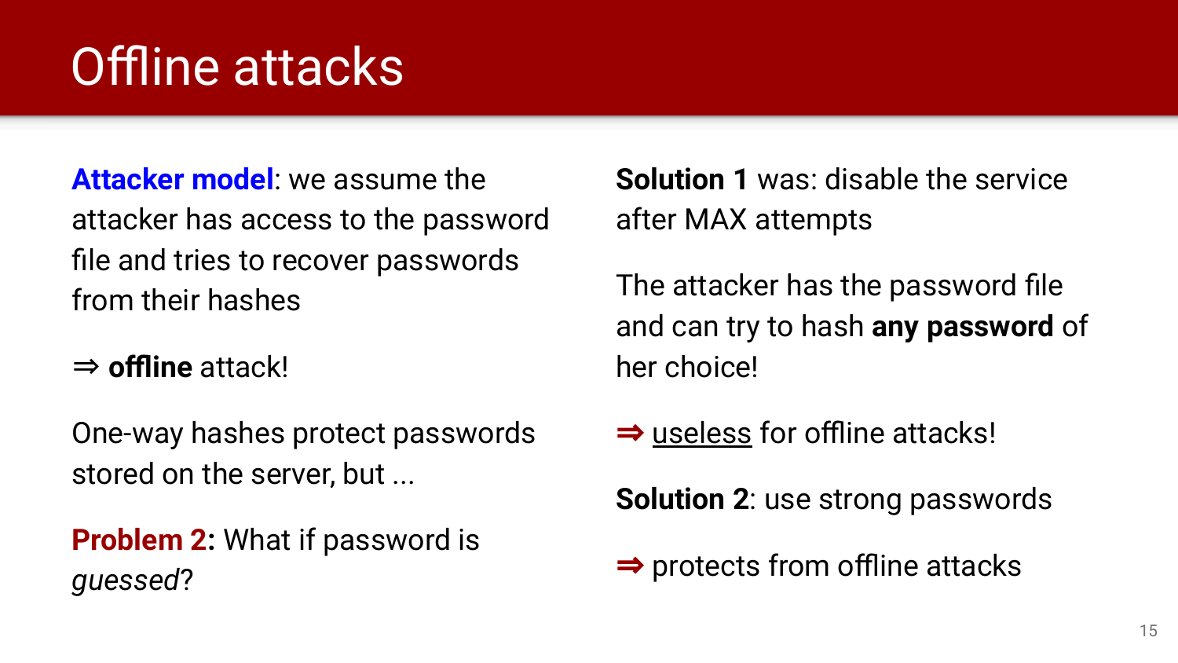# Offline attacks

**Attacker model**: we assume the attacker has access to the password file and tries to recover passwords from their hashes

⇒ **offline** attack!

One-way hashes protect passwords stored on the server, but ...

**Problem 2:** What if password is *guessed*?

**Solution 1** was: disable the service after MAX attempts

The attacker has the password file and can try to hash **any password** of her choice!

⇒ <u>useless</u> for offline attacks!

**Solution 2**: use strong passwords

⇒ protects from offline attacks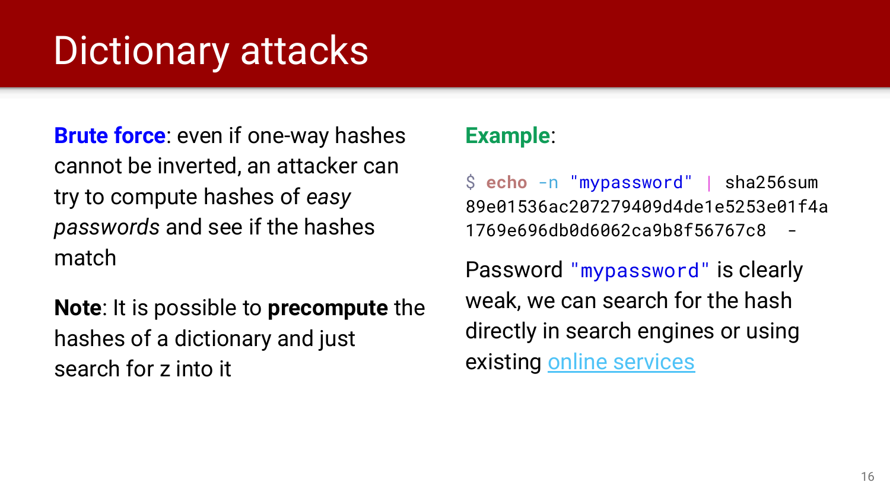# Dictionary attacks

**Brute force**: even if one-way hashes cannot be inverted, an attacker can try to compute hashes of *easy passwords* and see if the hashes match

**Note**: It is possible to **precompute** the hashes of a dictionary and just search for z into it

**Example**:

```
$ echo -n "mypassword" | sha256sum
89e01536ac207279409d4de1e5253e01f4a
1769e696db0d6062ca9b8f56767c8  -
```

Password `"mypassword"` is clearly weak, we can search for the hash directly in search engines or using existing online services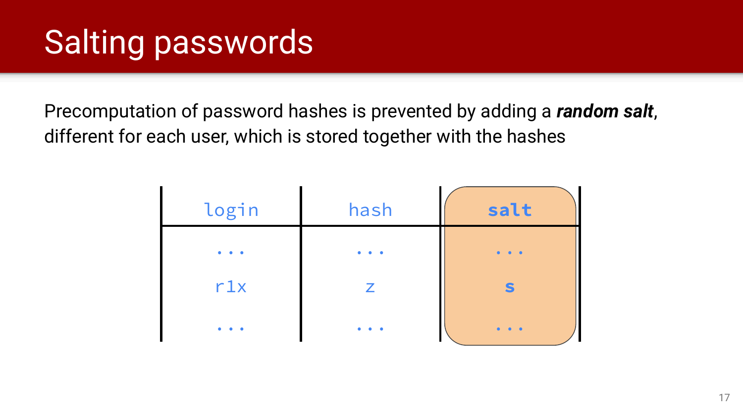# Salting passwords

Precomputation of password hashes is prevented by adding a ***random salt***, different for each user, which is stored together with the hashes

| login | hash | **salt** |
|---|---|---|
| ... | ... | ... |
| r1x | z | **s** |
| ... | ... | ... |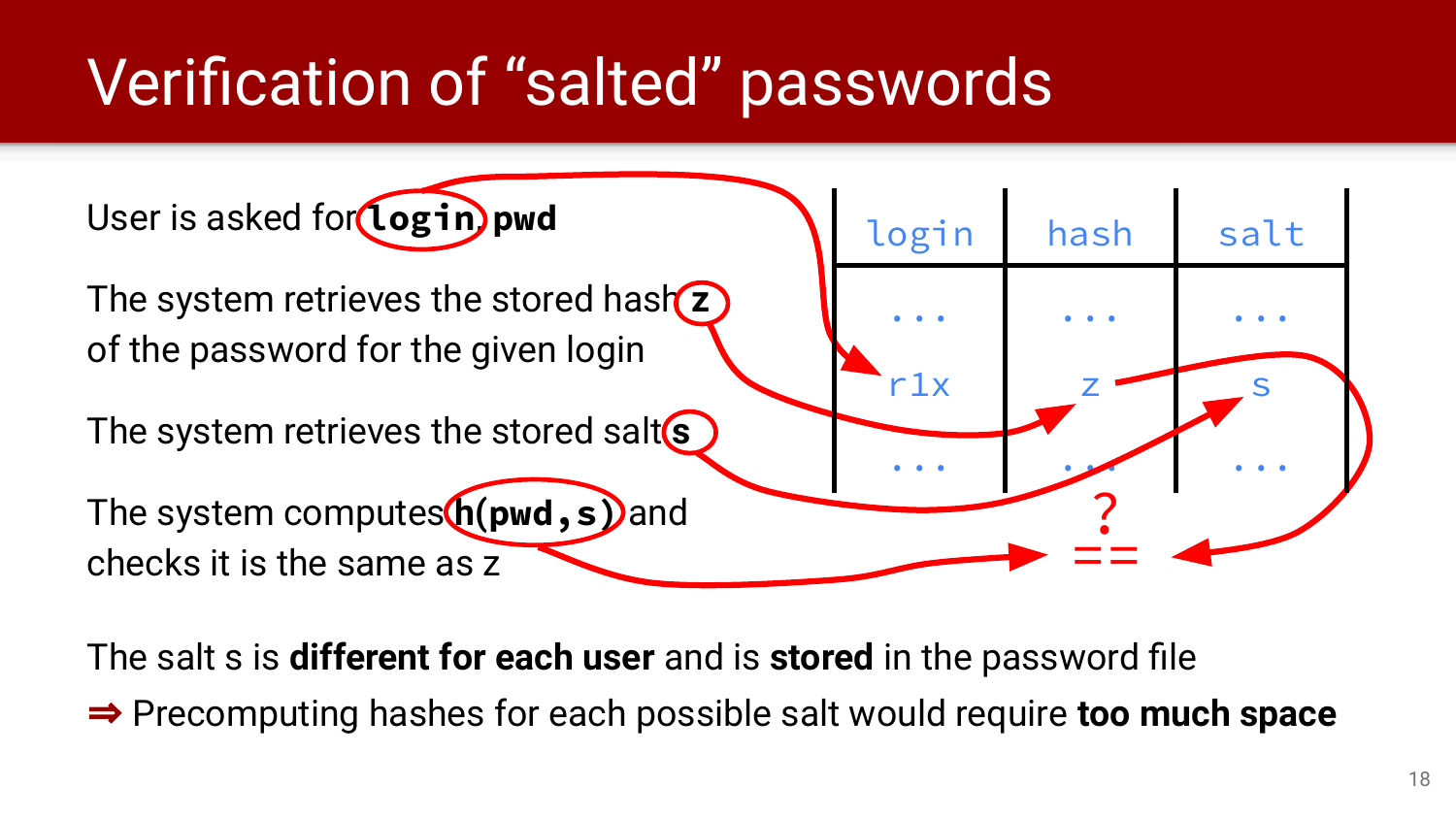# Verification of “salted” passwords

User is asked for **`login`**, **`pwd`**

The system retrieves the stored hash **`z`** of the password for the given login

The system retrieves the stored salt **`s`**

The system computes **`h(pwd,s)`** and checks it is the same as z

| login | hash | salt |
|---|---|---|
| ... | ... | ... |
| r1x | z | s |
| ... | ... | ... |

?
==

The salt s is **different for each user** and is **stored** in the password file

⇒ Precomputing hashes for each possible salt would require **too much space**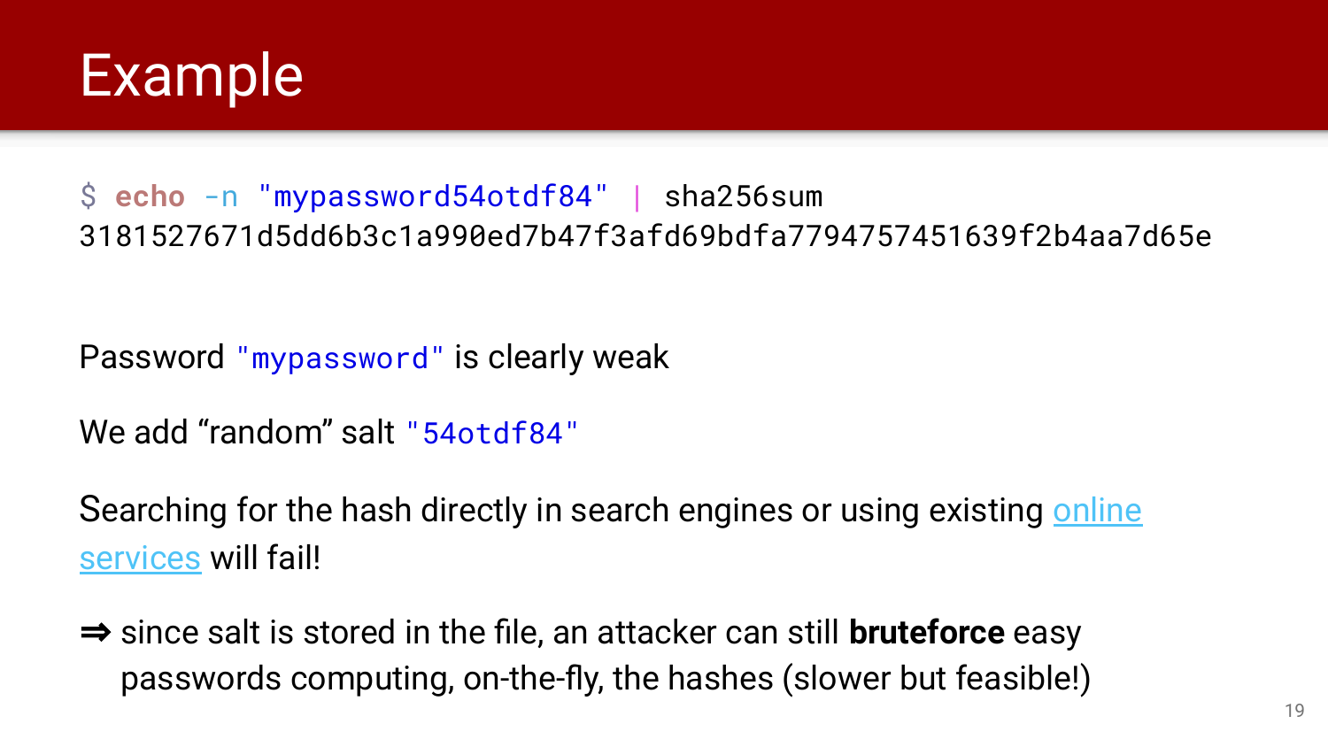# Example

```
$ echo -n "mypassword54otdf84" | sha256sum
3181527671d5dd6b3c1a990ed7b47f3afd69bdfa7794757451639f2b4aa7d65e
```

Password `"mypassword"` is clearly weak

We add “random” salt `"54otdf84"`

Searching for the hash directly in search engines or using existing online services will fail!

⇒ since salt is stored in the file, an attacker can still **bruteforce** easy passwords computing, on-the-fly, the hashes (slower but feasible!)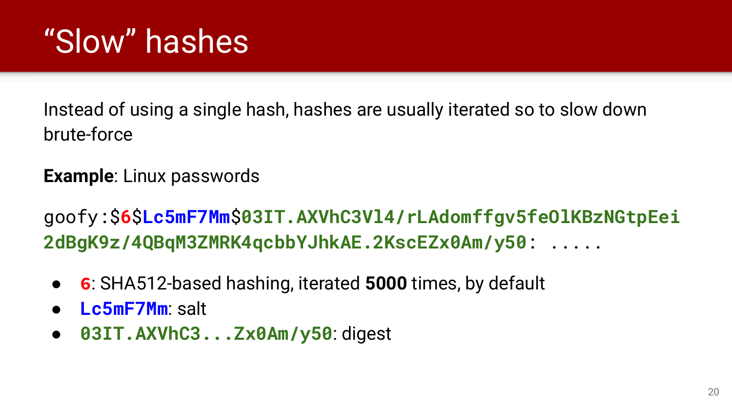# "Slow" hashes

Instead of using a single hash, hashes are usually iterated so to slow down brute-force

**Example**: Linux passwords

```
goofy:$6$Lc5mF7Mm$03IT.AXVhC3Vl4/rLAdomffgv5fe0lKBzNGtpEei
2dBgK9z/4QBqM3ZMRK4qcbbYJhkAE.2KscEZx0Am/y50: .....
```

- `6`: SHA512-based hashing, iterated **5000** times, by default
- `Lc5mF7Mm`: salt
- `03IT.AXVhC3...Zx0Am/y50`: digest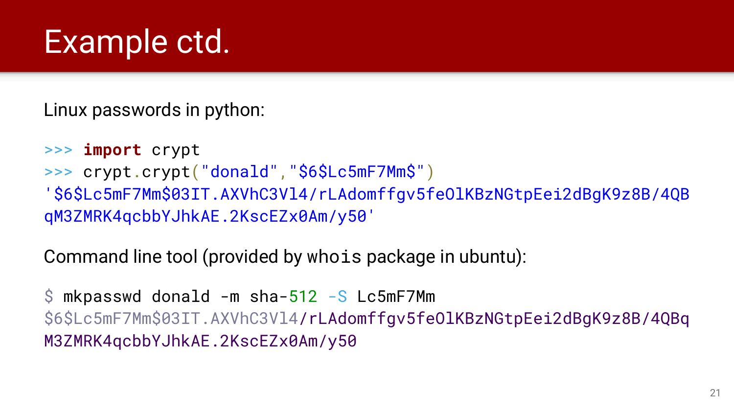# Example ctd.

Linux passwords in python:

```
>>> import crypt
>>> crypt.crypt("donald","$6$Lc5mF7Mm$")
'$6$Lc5mF7Mm$03IT.AXVhC3Vl4/rLAdomffgv5feOlKBzNGtpEei2dBgK9z8B/4QBqM3ZMRK4qcbbYJhkAE.2KscEZx0Am/y50'
```

Command line tool (provided by `whois` package in ubuntu):

```
$ mkpasswd donald -m sha-512 -S Lc5mF7Mm
$6$Lc5mF7Mm$03IT.AXVhC3Vl4/rLAdomffgv5feOlKBzNGtpEei2dBgK9z8B/4QBqM3ZMRK4qcbbYJhkAE.2KscEZx0Am/y50
```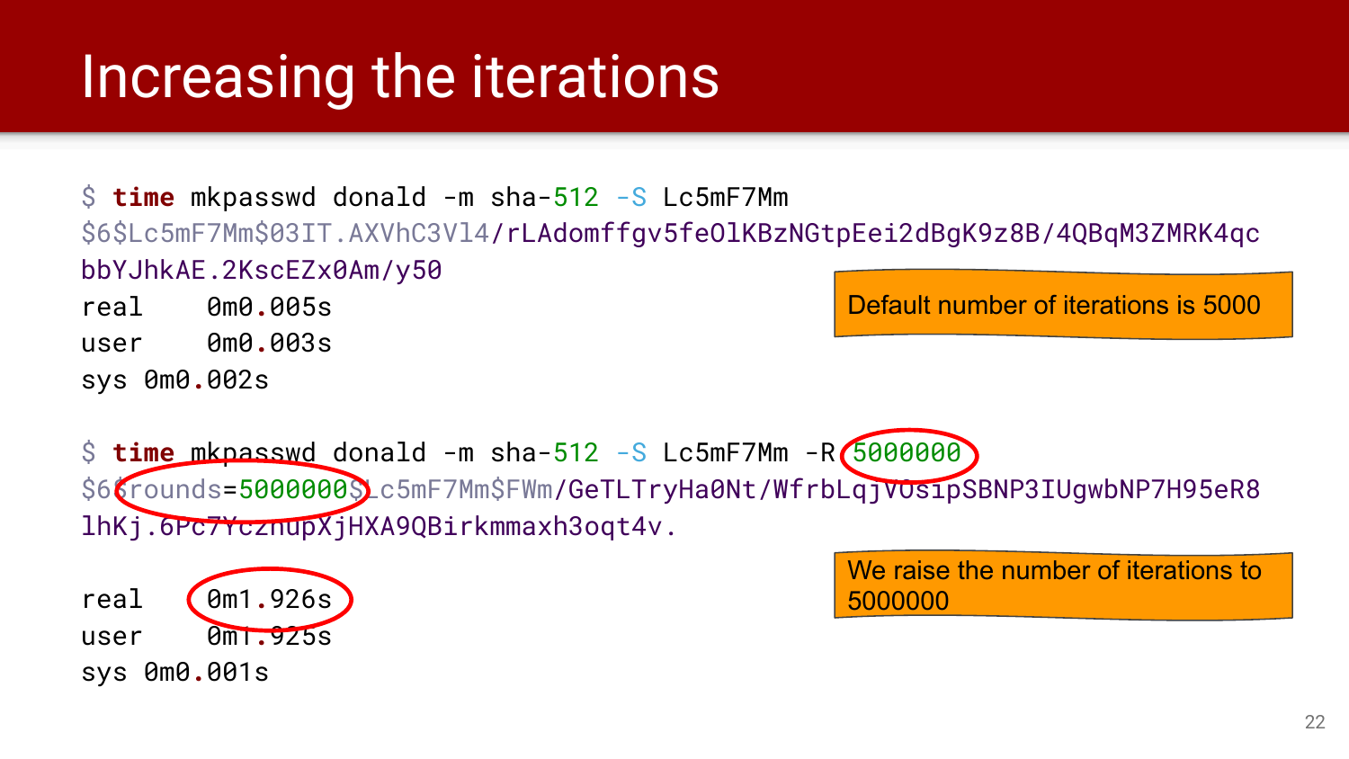# Increasing the iterations

```
$ time mkpasswd donald -m sha-512 -S Lc5mF7Mm
$6$Lc5mF7Mm$03IT.AXVhC3Vl4/rLAdomffgv5feOlKBzNGtpEei2dBgK9z8B/4QBqM3ZMRK4qc
bbYJhkAE.2KscEZx0Am/y50
real    0m0.005s
user    0m0.003s
sys 0m0.002s
```

Default number of iterations is 5000

```
$ time mkpasswd donald -m sha-512 -S Lc5mF7Mm -R 5000000
$6$rounds=5000000$Lc5mF7Mm$FWm/GeTLTryHa0Nt/WfrbLqjVOs1pSBNP3IUgwbNP7H95eR8
lhKj.6Pc7YczhupXjHXA9QBirkmmaxh3oqt4v.

real    0m1.926s
user    0m1.925s
sys 0m0.001s
```

We raise the number of iterations to 5000000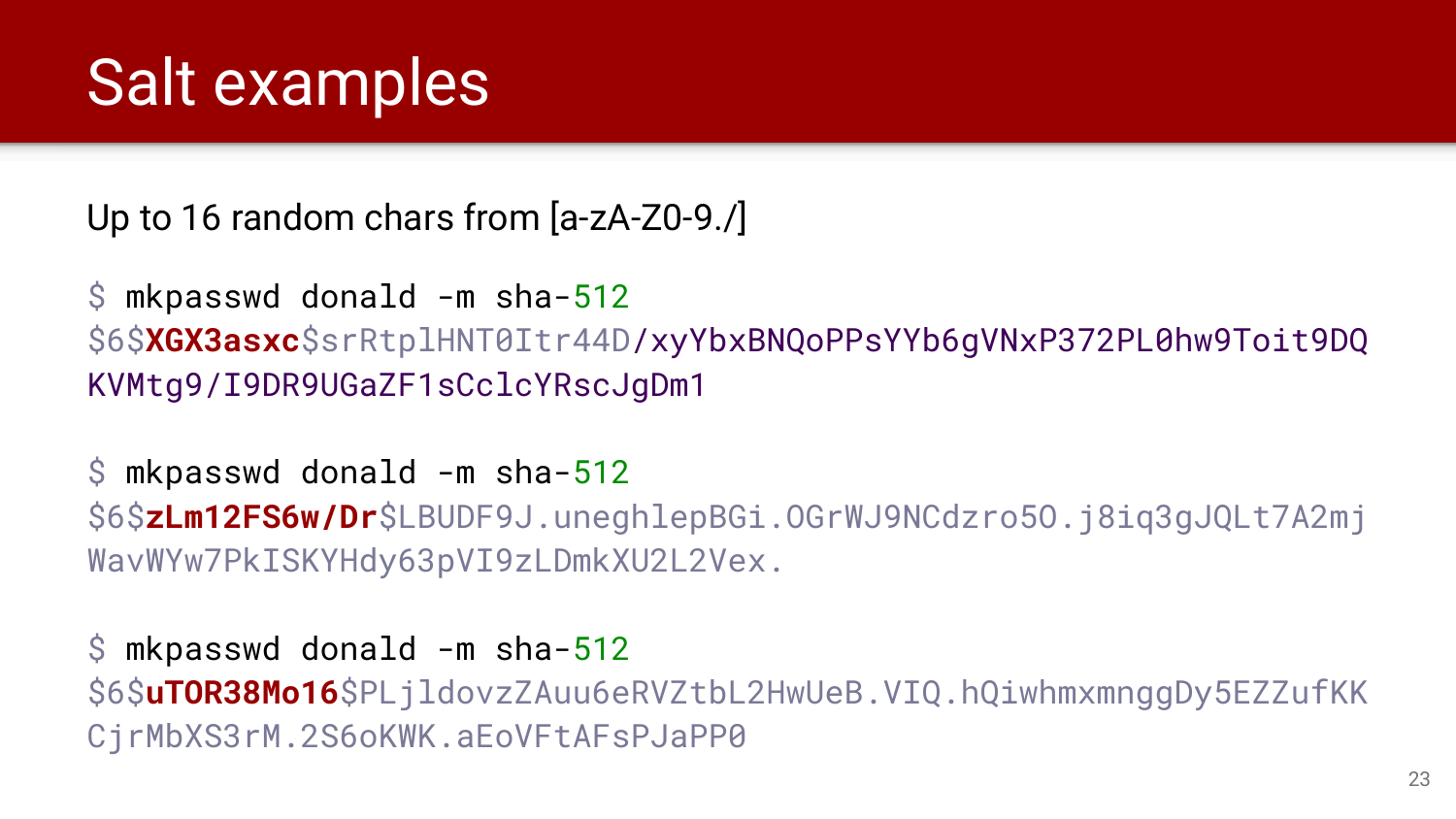# Salt examples

Up to 16 random chars from [a-zA-Z0-9./]

```
$ mkpasswd donald -m sha-512
$6$XGX3asxc$srRtplHNT0Itr44D/xyYbxBNQoPPsYYb6gVNxP372PL0hw9Toit9DQ
KVMtg9/I9DR9UGaZF1sCclcYRscJgDm1

$ mkpasswd donald -m sha-512
$6$zLm12FS6w/Dr$LBUDF9J.uneghlepBGi.OGrWJ9NCdzro5O.j8iq3gJQLt7A2mj
WavWYw7PkISKYHdy63pVI9zLDmkXU2L2Vex.

$ mkpasswd donald -m sha-512
$6$uTOR38Mo16$PLjldovzZAuu6eRVZtbL2HwUeB.VIQ.hQiwhmxmnggDy5EZZufKK
CjrMbXS3rM.2S6oKWK.aEoVFtAFsPJaPP0
```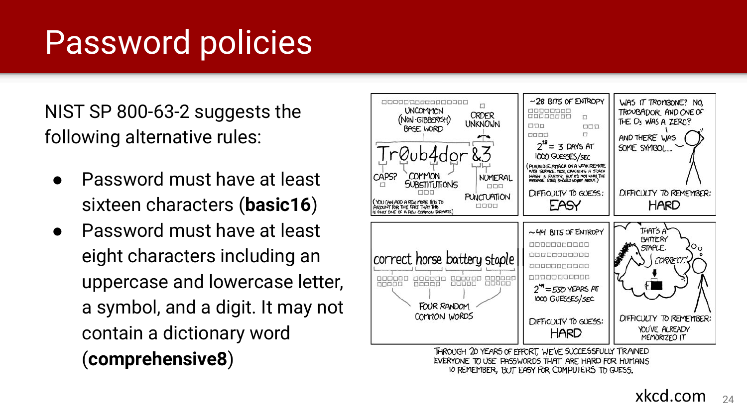# Password policies

NIST SP 800-63-2 suggests the following alternative rules:

- Password must have at least sixteen characters (**basic16**)
- Password must have at least eight characters including an uppercase and lowercase letter, a symbol, and a digit. It may not contain a dictionary word (**comprehensive8**)

xkcd.com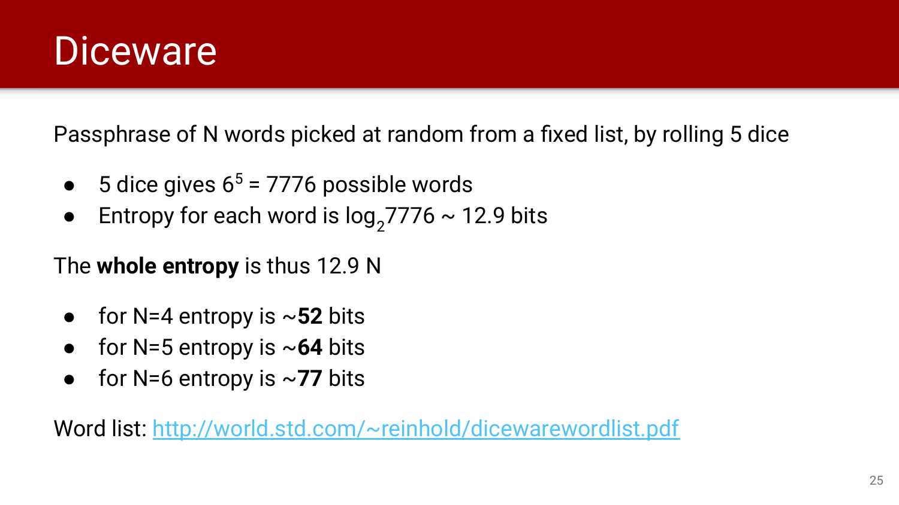# Diceware

Passphrase of N words picked at random from a fixed list, by rolling 5 dice

- 5 dice gives $6^5 = 7776$ possible words
- Entropy for each word is $\log_2 7776 \sim 12.9$ bits

The **whole entropy** is thus 12.9 N

- for N=4 entropy is ~**52** bits
- for N=5 entropy is ~**64** bits
- for N=6 entropy is ~**77** bits

Word list: [http://world.std.com/~reinhold/dicewarewordlist.pdf](http://world.std.com/~reinhold/dicewarewordlist.pdf)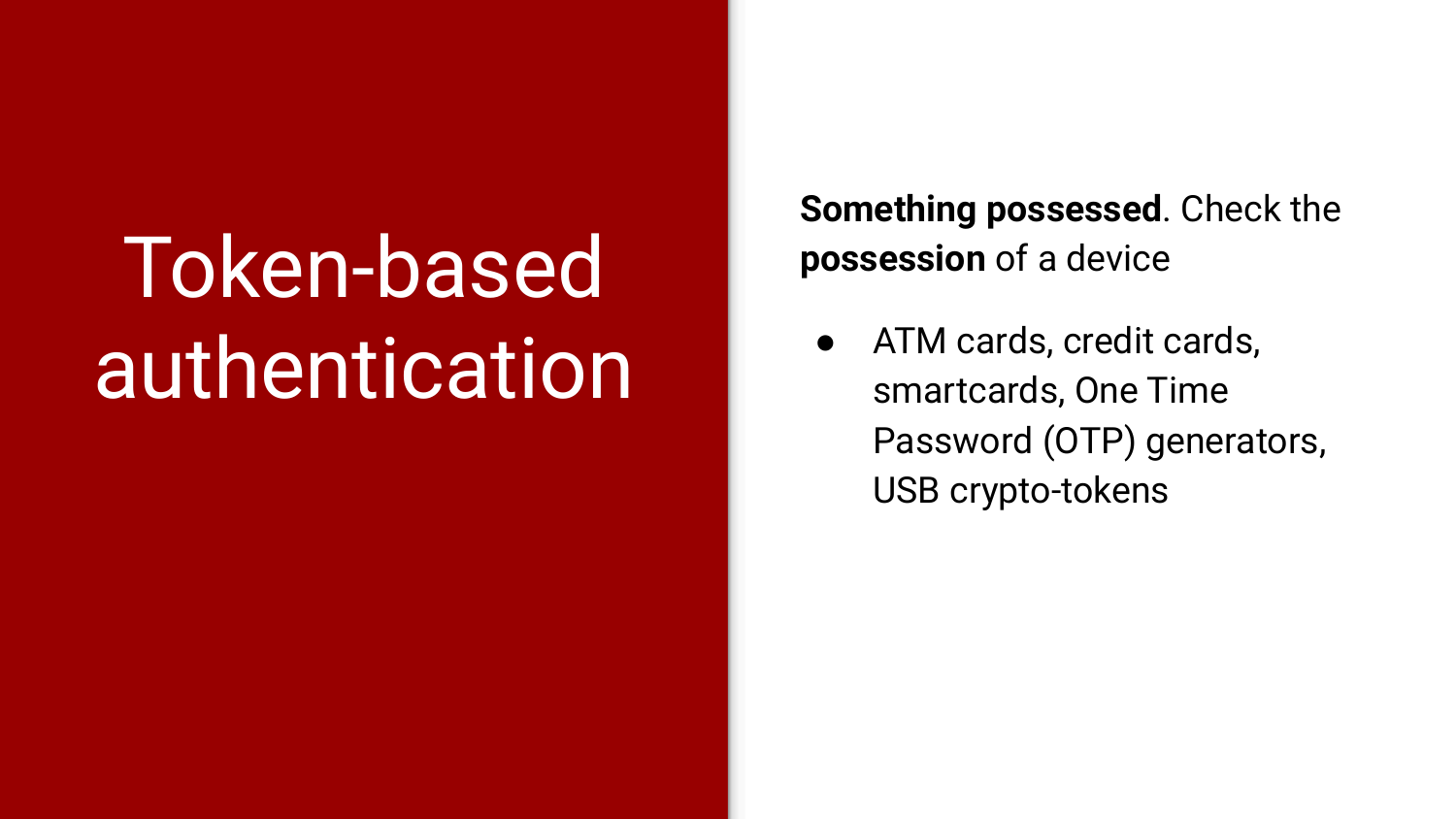# Token-based authentication

**Something possessed**. Check the **possession** of a device

- ATM cards, credit cards, smartcards, One Time Password (OTP) generators, USB crypto-tokens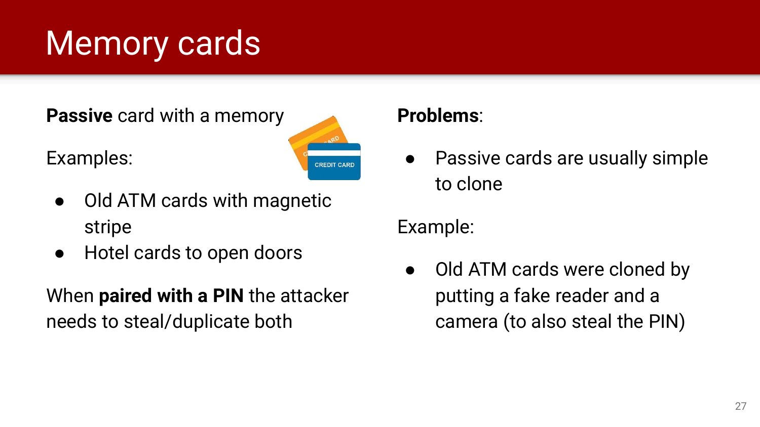# Memory cards

**Passive** card with a memory

Examples:

- Old ATM cards with magnetic stripe
- Hotel cards to open doors

When **paired with a PIN** the attacker needs to steal/duplicate both

**Problems**:

- Passive cards are usually simple to clone

Example:

- Old ATM cards were cloned by putting a fake reader and a camera (to also steal the PIN)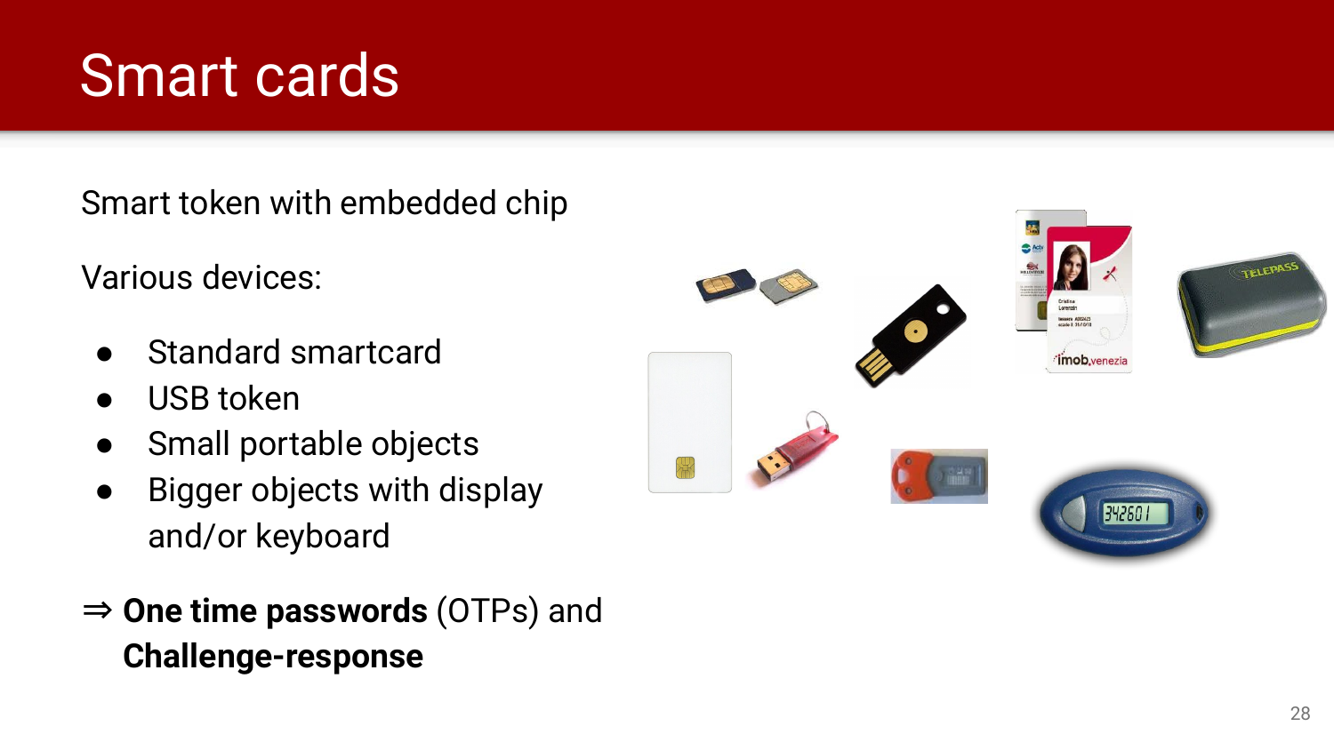# Smart cards

Smart token with embedded chip

Various devices:

- Standard smartcard
- USB token
- Small portable objects
- Bigger objects with display and/or keyboard

⇒ **One time passwords** (OTPs) and **Challenge-response**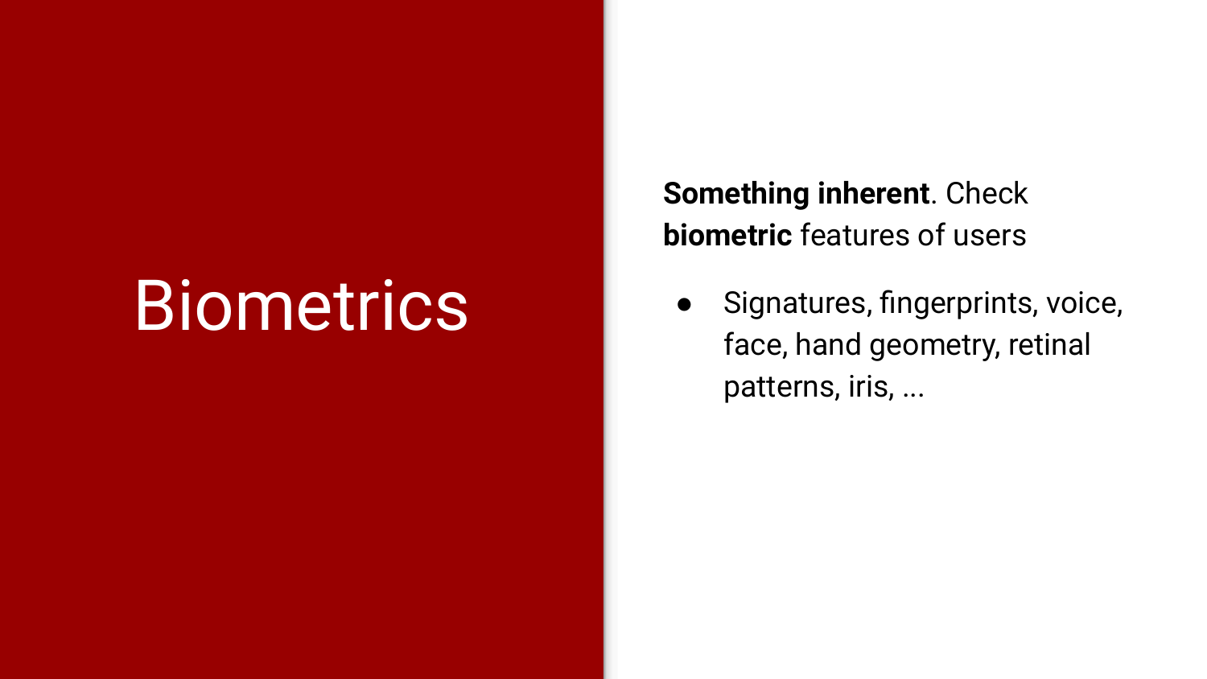# Biometrics

**Something inherent**. Check **biometric** features of users

- Signatures, fingerprints, voice, face, hand geometry, retinal patterns, iris, ...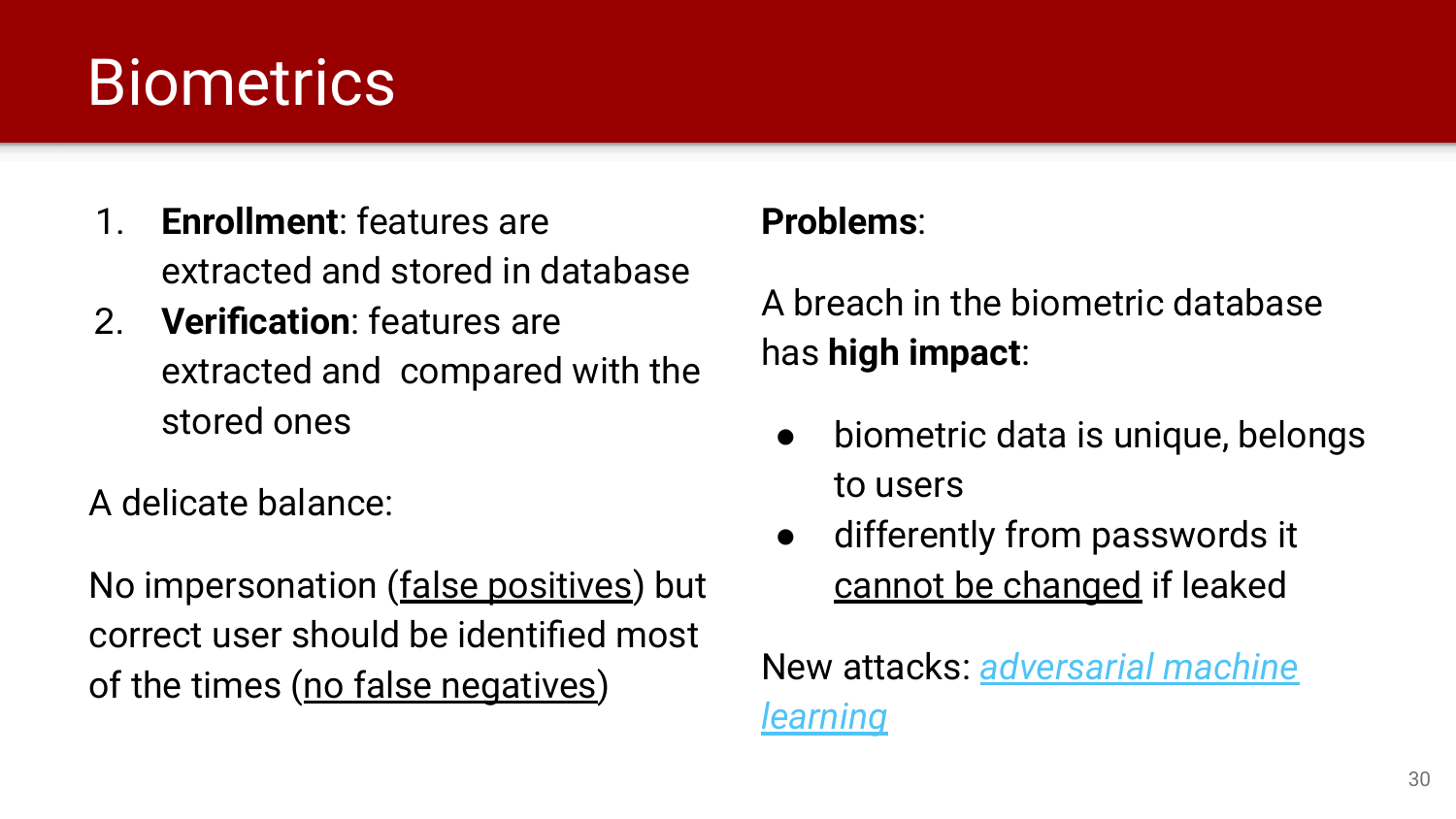# Biometrics

1. **Enrollment**: features are extracted and stored in database
2. **Verification**: features are extracted and compared with the stored ones

A delicate balance:

No impersonation (<u>false positives</u>) but correct user should be identified most of the times (<u>no false negatives</u>)

**Problems**:

A breach in the biometric database has **high impact**:

- biometric data is unique, belongs to users
- differently from passwords it <u>cannot be changed</u> if leaked

New attacks: *adversarial machine learning*